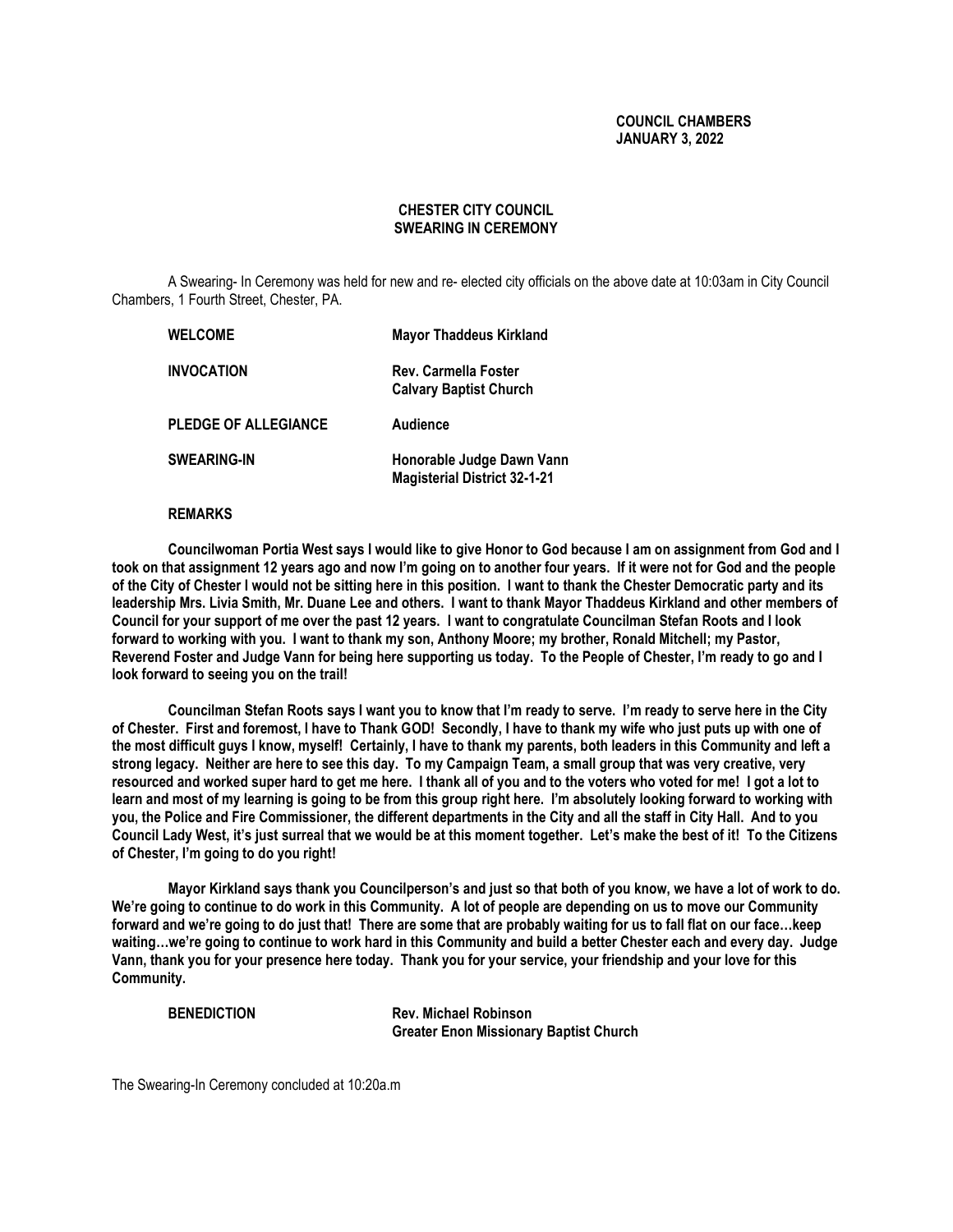**COUNCIL CHAMBERS**
**JANUARY 3, 2022**

# CHESTER CITY COUNCIL SWEARING IN CEREMONY

A Swearing- In Ceremony was held for new and re- elected city officials on the above date at 10:03am in City Council Chambers, 1 Fourth Street, Chester, PA.

| | |
|---|---|
| **WELCOME** | **Mayor Thaddeus Kirkland** |
| **INVOCATION** | **Rev. Carmella Foster**<br>**Calvary Baptist Church** |
| **PLEDGE OF ALLEGIANCE** | **Audience** |
| **SWEARING-IN** | **Honorable Judge Dawn Vann**<br>**Magisterial District 32-1-21** |

**REMARKS**

**Councilwoman Portia West says I would like to give Honor to God because I am on assignment from God and I took on that assignment 12 years ago and now I'm going on to another four years. If it were not for God and the people of the City of Chester I would not be sitting here in this position. I want to thank the Chester Democratic party and its leadership Mrs. Livia Smith, Mr. Duane Lee and others. I want to thank Mayor Thaddeus Kirkland and other members of Council for your support of me over the past 12 years. I want to congratulate Councilman Stefan Roots and I look forward to working with you. I want to thank my son, Anthony Moore; my brother, Ronald Mitchell; my Pastor, Reverend Foster and Judge Vann for being here supporting us today. To the People of Chester, I'm ready to go and I look forward to seeing you on the trail!**

**Councilman Stefan Roots says I want you to know that I'm ready to serve. I'm ready to serve here in the City of Chester. First and foremost, I have to Thank GOD! Secondly, I have to thank my wife who just puts up with one of the most difficult guys I know, myself! Certainly, I have to thank my parents, both leaders in this Community and left a strong legacy. Neither are here to see this day. To my Campaign Team, a small group that was very creative, very resourced and worked super hard to get me here. I thank all of you and to the voters who voted for me! I got a lot to learn and most of my learning is going to be from this group right here. I'm absolutely looking forward to working with you, the Police and Fire Commissioner, the different departments in the City and all the staff in City Hall. And to you Council Lady West, it's just surreal that we would be at this moment together. Let's make the best of it! To the Citizens of Chester, I'm going to do you right!**

**Mayor Kirkland says thank you Councilperson's and just so that both of you know, we have a lot of work to do. We're going to continue to do work in this Community. A lot of people are depending on us to move our Community forward and we're going to do just that! There are some that are probably waiting for us to fall flat on our face…keep waiting…we're going to continue to work hard in this Community and build a better Chester each and every day. Judge Vann, thank you for your presence here today. Thank you for your service, your friendship and your love for this Community.**

| | |
|---|---|
| **BENEDICTION** | **Rev. Michael Robinson**<br>**Greater Enon Missionary Baptist Church** |

The Swearing-In Ceremony concluded at 10:20a.m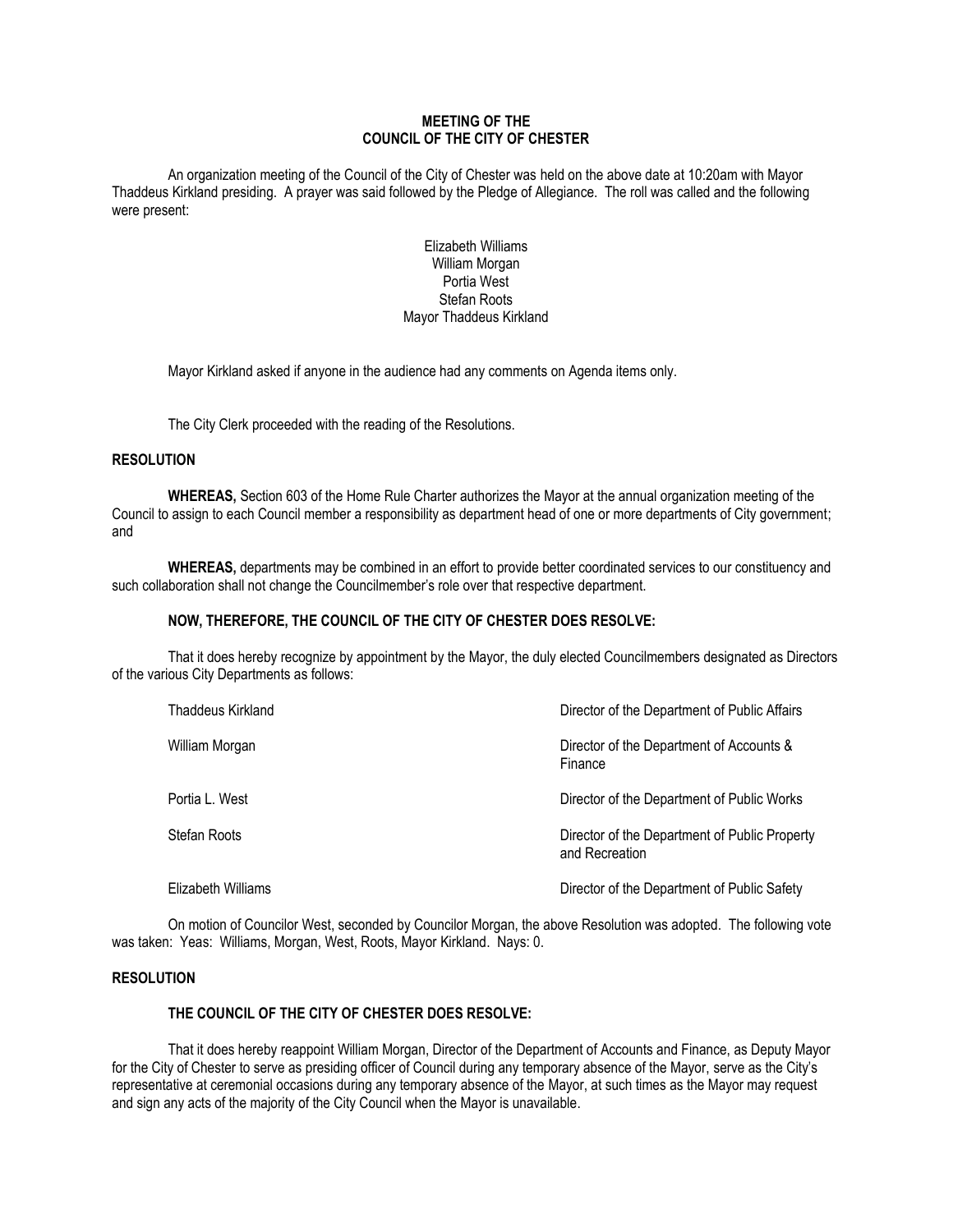**MEETING OF THE**
**COUNCIL OF THE CITY OF CHESTER**

An organization meeting of the Council of the City of Chester was held on the above date at 10:20am with Mayor Thaddeus Kirkland presiding. A prayer was said followed by the Pledge of Allegiance. The roll was called and the following were present:

Elizabeth Williams
William Morgan
Portia West
Stefan Roots
Mayor Thaddeus Kirkland

Mayor Kirkland asked if anyone in the audience had any comments on Agenda items only.

The City Clerk proceeded with the reading of the Resolutions.

**RESOLUTION**

**WHEREAS,** Section 603 of the Home Rule Charter authorizes the Mayor at the annual organization meeting of the Council to assign to each Council member a responsibility as department head of one or more departments of City government; and

**WHEREAS,** departments may be combined in an effort to provide better coordinated services to our constituency and such collaboration shall not change the Councilmember's role over that respective department.

**NOW, THEREFORE, THE COUNCIL OF THE CITY OF CHESTER DOES RESOLVE:**

That it does hereby recognize by appointment by the Mayor, the duly elected Councilmembers designated as Directors of the various City Departments as follows:

| | |
|---|---|
| Thaddeus Kirkland | Director of the Department of Public Affairs |
| William Morgan | Director of the Department of Accounts & Finance |
| Portia L. West | Director of the Department of Public Works |
| Stefan Roots | Director of the Department of Public Property and Recreation |
| Elizabeth Williams | Director of the Department of Public Safety |

On motion of Councilor West, seconded by Councilor Morgan, the above Resolution was adopted. The following vote was taken: Yeas: Williams, Morgan, West, Roots, Mayor Kirkland. Nays: 0.

**RESOLUTION**

**THE COUNCIL OF THE CITY OF CHESTER DOES RESOLVE:**

That it does hereby reappoint William Morgan, Director of the Department of Accounts and Finance, as Deputy Mayor for the City of Chester to serve as presiding officer of Council during any temporary absence of the Mayor, serve as the City's representative at ceremonial occasions during any temporary absence of the Mayor, at such times as the Mayor may request and sign any acts of the majority of the City Council when the Mayor is unavailable.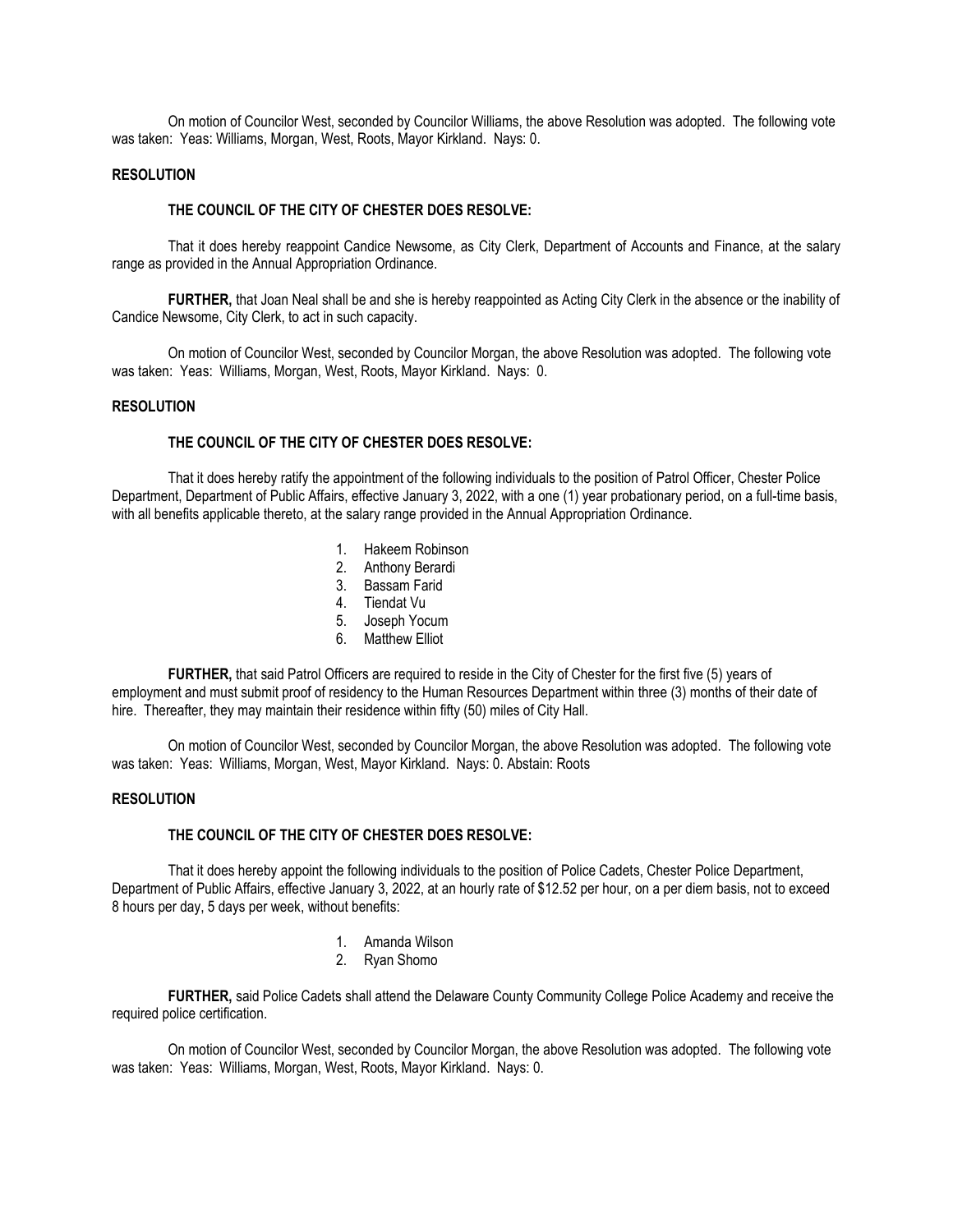On motion of Councilor West, seconded by Councilor Williams, the above Resolution was adopted. The following vote was taken: Yeas: Williams, Morgan, West, Roots, Mayor Kirkland. Nays: 0.

**RESOLUTION**

**THE COUNCIL OF THE CITY OF CHESTER DOES RESOLVE:**

That it does hereby reappoint Candice Newsome, as City Clerk, Department of Accounts and Finance, at the salary range as provided in the Annual Appropriation Ordinance.

**FURTHER,** that Joan Neal shall be and she is hereby reappointed as Acting City Clerk in the absence or the inability of Candice Newsome, City Clerk, to act in such capacity.

On motion of Councilor West, seconded by Councilor Morgan, the above Resolution was adopted. The following vote was taken: Yeas: Williams, Morgan, West, Roots, Mayor Kirkland. Nays: 0.

**RESOLUTION**

**THE COUNCIL OF THE CITY OF CHESTER DOES RESOLVE:**

That it does hereby ratify the appointment of the following individuals to the position of Patrol Officer, Chester Police Department, Department of Public Affairs, effective January 3, 2022, with a one (1) year probationary period, on a full-time basis, with all benefits applicable thereto, at the salary range provided in the Annual Appropriation Ordinance.

1. Hakeem Robinson
2. Anthony Berardi
3. Bassam Farid
4. Tiendat Vu
5. Joseph Yocum
6. Matthew Elliot

**FURTHER,** that said Patrol Officers are required to reside in the City of Chester for the first five (5) years of employment and must submit proof of residency to the Human Resources Department within three (3) months of their date of hire. Thereafter, they may maintain their residence within fifty (50) miles of City Hall.

On motion of Councilor West, seconded by Councilor Morgan, the above Resolution was adopted. The following vote was taken: Yeas: Williams, Morgan, West, Mayor Kirkland. Nays: 0. Abstain: Roots

**RESOLUTION**

**THE COUNCIL OF THE CITY OF CHESTER DOES RESOLVE:**

That it does hereby appoint the following individuals to the position of Police Cadets, Chester Police Department, Department of Public Affairs, effective January 3, 2022, at an hourly rate of $12.52 per hour, on a per diem basis, not to exceed 8 hours per day, 5 days per week, without benefits:

1. Amanda Wilson
2. Ryan Shomo

**FURTHER,** said Police Cadets shall attend the Delaware County Community College Police Academy and receive the required police certification.

On motion of Councilor West, seconded by Councilor Morgan, the above Resolution was adopted. The following vote was taken: Yeas: Williams, Morgan, West, Roots, Mayor Kirkland. Nays: 0.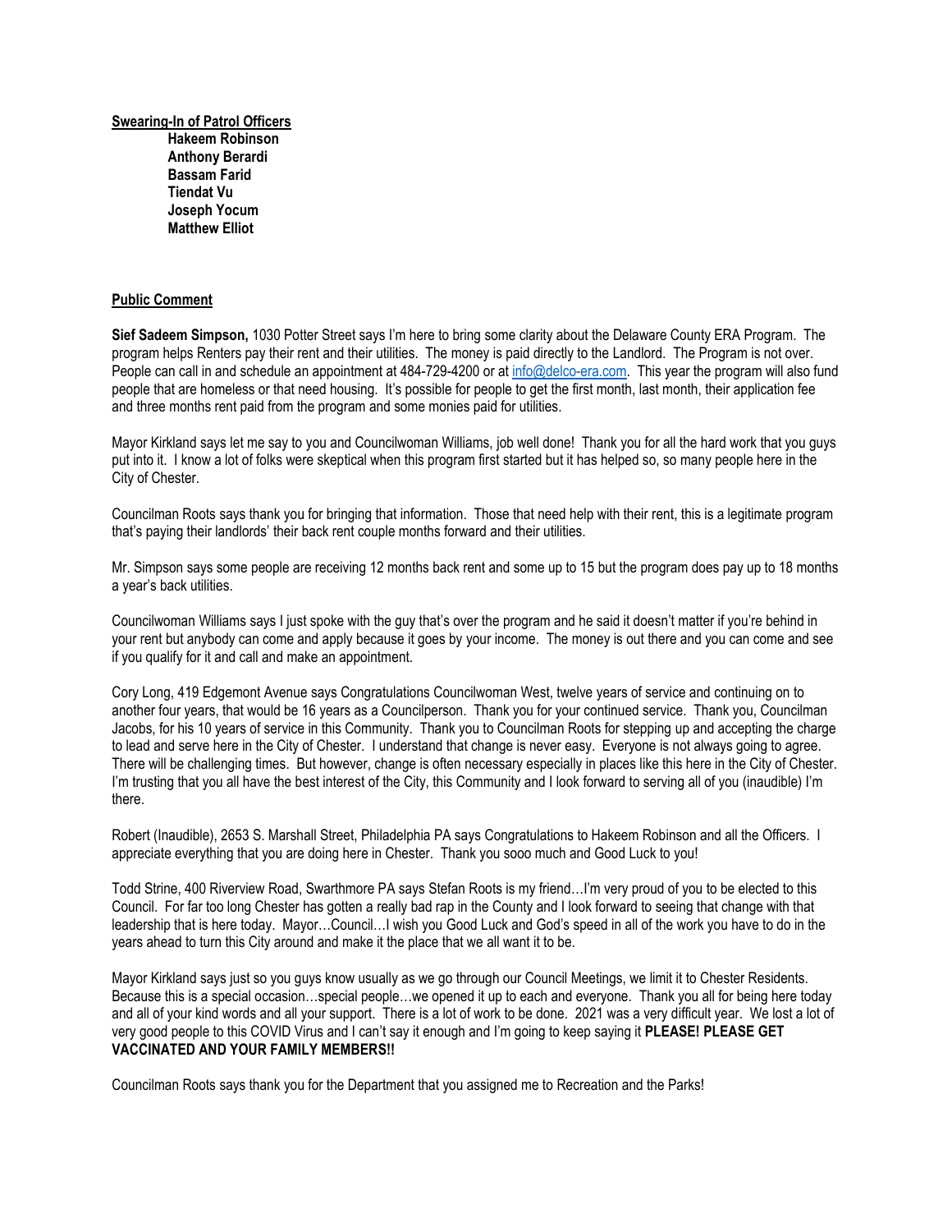**<u>Swearing-In of Patrol Officers</u>**

**Hakeem Robinson**
**Anthony Berardi**
**Bassam Farid**
**Tiendat Vu**
**Joseph Yocum**
**Matthew Elliot**

**<u>Public Comment</u>**

**Sief Sadeem Simpson,** 1030 Potter Street says I'm here to bring some clarity about the Delaware County ERA Program. The program helps Renters pay their rent and their utilities. The money is paid directly to the Landlord. The Program is not over. People can call in and schedule an appointment at 484-729-4200 or at info@delco-era.com. This year the program will also fund people that are homeless or that need housing. It's possible for people to get the first month, last month, their application fee and three months rent paid from the program and some monies paid for utilities.

Mayor Kirkland says let me say to you and Councilwoman Williams, job well done! Thank you for all the hard work that you guys put into it. I know a lot of folks were skeptical when this program first started but it has helped so, so many people here in the City of Chester.

Councilman Roots says thank you for bringing that information. Those that need help with their rent, this is a legitimate program that's paying their landlords' their back rent couple months forward and their utilities.

Mr. Simpson says some people are receiving 12 months back rent and some up to 15 but the program does pay up to 18 months a year's back utilities.

Councilwoman Williams says I just spoke with the guy that's over the program and he said it doesn't matter if you're behind in your rent but anybody can come and apply because it goes by your income. The money is out there and you can come and see if you qualify for it and call and make an appointment.

Cory Long, 419 Edgemont Avenue says Congratulations Councilwoman West, twelve years of service and continuing on to another four years, that would be 16 years as a Councilperson. Thank you for your continued service. Thank you, Councilman Jacobs, for his 10 years of service in this Community. Thank you to Councilman Roots for stepping up and accepting the charge to lead and serve here in the City of Chester. I understand that change is never easy. Everyone is not always going to agree. There will be challenging times. But however, change is often necessary especially in places like this here in the City of Chester. I'm trusting that you all have the best interest of the City, this Community and I look forward to serving all of you (inaudible) I'm there.

Robert (Inaudible), 2653 S. Marshall Street, Philadelphia PA says Congratulations to Hakeem Robinson and all the Officers. I appreciate everything that you are doing here in Chester. Thank you sooo much and Good Luck to you!

Todd Strine, 400 Riverview Road, Swarthmore PA says Stefan Roots is my friend…I'm very proud of you to be elected to this Council. For far too long Chester has gotten a really bad rap in the County and I look forward to seeing that change with that leadership that is here today. Mayor…Council…I wish you Good Luck and God's speed in all of the work you have to do in the years ahead to turn this City around and make it the place that we all want it to be.

Mayor Kirkland says just so you guys know usually as we go through our Council Meetings, we limit it to Chester Residents. Because this is a special occasion…special people…we opened it up to each and everyone. Thank you all for being here today and all of your kind words and all your support. There is a lot of work to be done. 2021 was a very difficult year. We lost a lot of very good people to this COVID Virus and I can't say it enough and I'm going to keep saying it **PLEASE! PLEASE GET VACCINATED AND YOUR FAMILY MEMBERS!!**

Councilman Roots says thank you for the Department that you assigned me to Recreation and the Parks!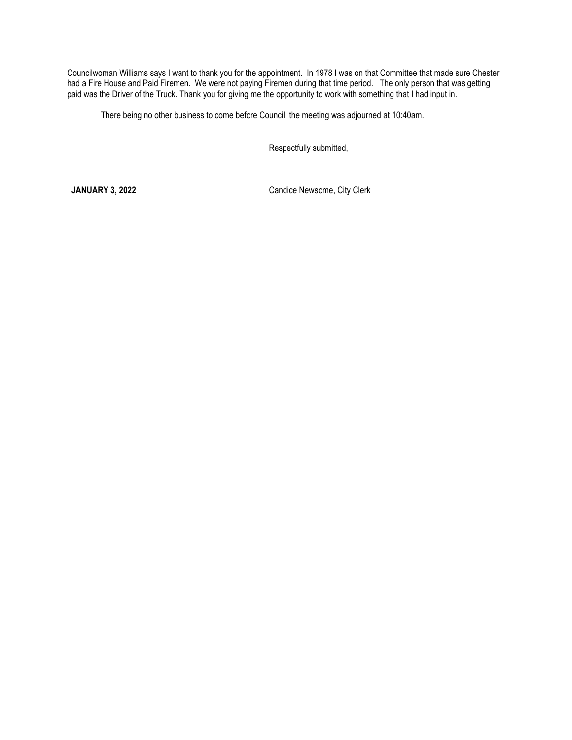Councilwoman Williams says I want to thank you for the appointment. In 1978 I was on that Committee that made sure Chester had a Fire House and Paid Firemen. We were not paying Firemen during that time period. The only person that was getting paid was the Driver of the Truck. Thank you for giving me the opportunity to work with something that I had input in.

There being no other business to come before Council, the meeting was adjourned at 10:40am.

Respectfully submitted,

**JANUARY 3, 2022**

Candice Newsome, City Clerk